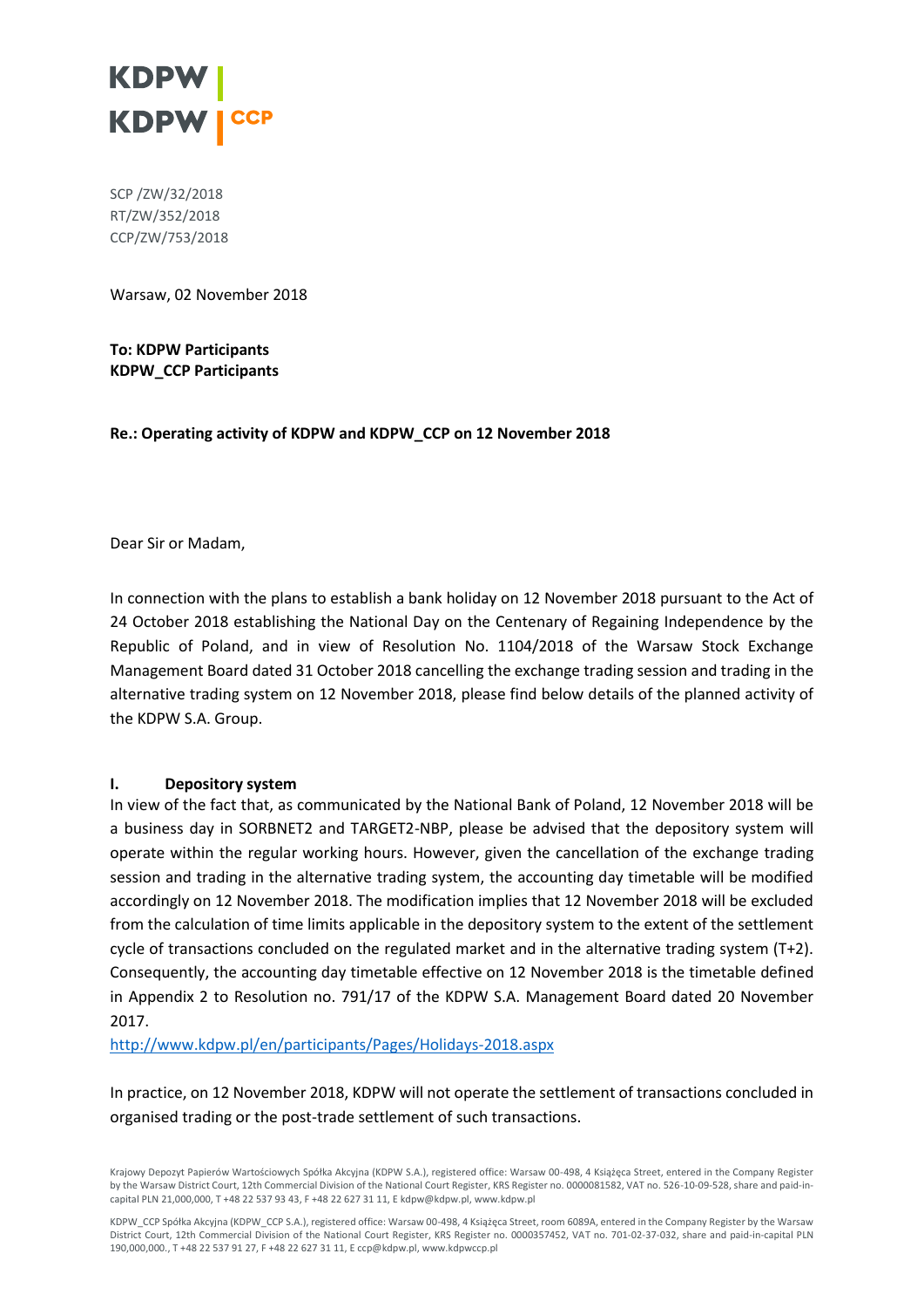KDPW
KDPW CCP

SCP /ZW/32/2018
RT/ZW/352/2018
CCP/ZW/753/2018

Warsaw, 02 November 2018

**To: KDPW Participants**
**KDPW_CCP Participants**

**Re.: Operating activity of KDPW and KDPW_CCP on 12 November 2018**

Dear Sir or Madam,

In connection with the plans to establish a bank holiday on 12 November 2018 pursuant to the Act of 24 October 2018 establishing the National Day on the Centenary of Regaining Independence by the Republic of Poland, and in view of Resolution No. 1104/2018 of the Warsaw Stock Exchange Management Board dated 31 October 2018 cancelling the exchange trading session and trading in the alternative trading system on 12 November 2018, please find below details of the planned activity of the KDPW S.A. Group.

## I. Depository system

In view of the fact that, as communicated by the National Bank of Poland, 12 November 2018 will be a business day in SORBNET2 and TARGET2-NBP, please be advised that the depository system will operate within the regular working hours. However, given the cancellation of the exchange trading session and trading in the alternative trading system, the accounting day timetable will be modified accordingly on 12 November 2018. The modification implies that 12 November 2018 will be excluded from the calculation of time limits applicable in the depository system to the extent of the settlement cycle of transactions concluded on the regulated market and in the alternative trading system (T+2). Consequently, the accounting day timetable effective on 12 November 2018 is the timetable defined in Appendix 2 to Resolution no. 791/17 of the KDPW S.A. Management Board dated 20 November 2017.

http://www.kdpw.pl/en/participants/Pages/Holidays-2018.aspx

In practice, on 12 November 2018, KDPW will not operate the settlement of transactions concluded in organised trading or the post-trade settlement of such transactions.

Krajowy Depozyt Papierów Wartościowych Spółka Akcyjna (KDPW S.A.), registered office: Warsaw 00-498, 4 Książęca Street, entered in the Company Register by the Warsaw District Court, 12th Commercial Division of the National Court Register, KRS Register no. 0000081582, VAT no. 526-10-09-528, share and paid-in-capital PLN 21,000,000, T +48 22 537 93 43, F +48 22 627 31 11, E kdpw@kdpw.pl, www.kdpw.pl

KDPW_CCP Spółka Akcyjna (KDPW_CCP S.A.), registered office: Warsaw 00-498, 4 Książęca Street, room 6089A, entered in the Company Register by the Warsaw District Court, 12th Commercial Division of the National Court Register, KRS Register no. 0000357452, VAT no. 701-02-37-032, share and paid-in-capital PLN 190,000,000., T +48 22 537 91 27, F +48 22 627 31 11, E ccp@kdpw.pl, www.kdpwccp.pl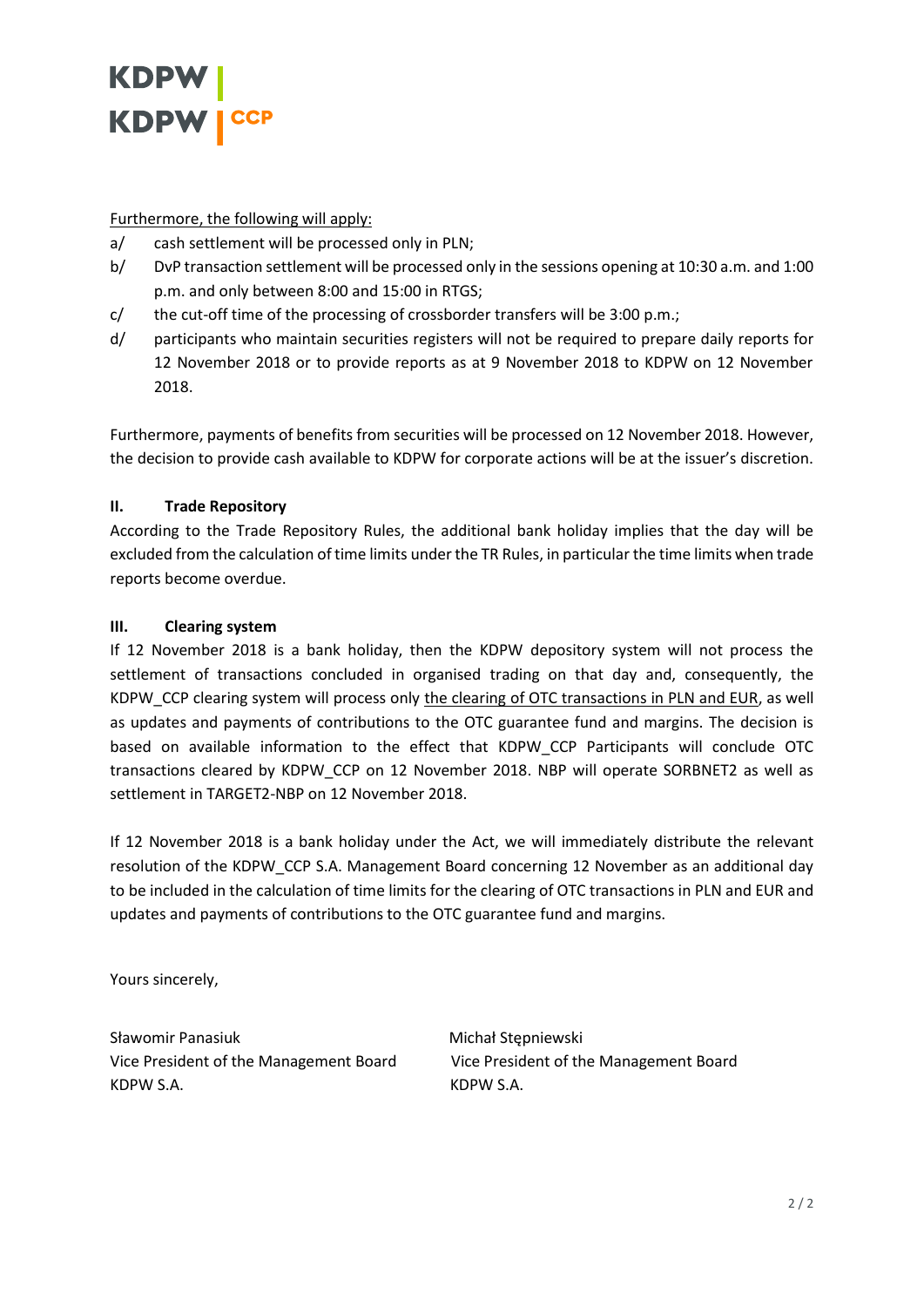Furthermore, the following will apply:

a/ cash settlement will be processed only in PLN;

b/ DvP transaction settlement will be processed only in the sessions opening at 10:30 a.m. and 1:00 p.m. and only between 8:00 and 15:00 in RTGS;

c/ the cut-off time of the processing of crossborder transfers will be 3:00 p.m.;

d/ participants who maintain securities registers will not be required to prepare daily reports for 12 November 2018 or to provide reports as at 9 November 2018 to KDPW on 12 November 2018.

Furthermore, payments of benefits from securities will be processed on 12 November 2018. However, the decision to provide cash available to KDPW for corporate actions will be at the issuer's discretion.

## II. Trade Repository

According to the Trade Repository Rules, the additional bank holiday implies that the day will be excluded from the calculation of time limits under the TR Rules, in particular the time limits when trade reports become overdue.

## III. Clearing system

If 12 November 2018 is a bank holiday, then the KDPW depository system will not process the settlement of transactions concluded in organised trading on that day and, consequently, the KDPW_CCP clearing system will process only the clearing of OTC transactions in PLN and EUR, as well as updates and payments of contributions to the OTC guarantee fund and margins. The decision is based on available information to the effect that KDPW_CCP Participants will conclude OTC transactions cleared by KDPW_CCP on 12 November 2018. NBP will operate SORBNET2 as well as settlement in TARGET2-NBP on 12 November 2018.

If 12 November 2018 is a bank holiday under the Act, we will immediately distribute the relevant resolution of the KDPW_CCP S.A. Management Board concerning 12 November as an additional day to be included in the calculation of time limits for the clearing of OTC transactions in PLN and EUR and updates and payments of contributions to the OTC guarantee fund and margins.

Yours sincerely,

Sławomir Panasiuk
Vice President of the Management Board
KDPW S.A.

Michał Stępniewski
Vice President of the Management Board
KDPW S.A.